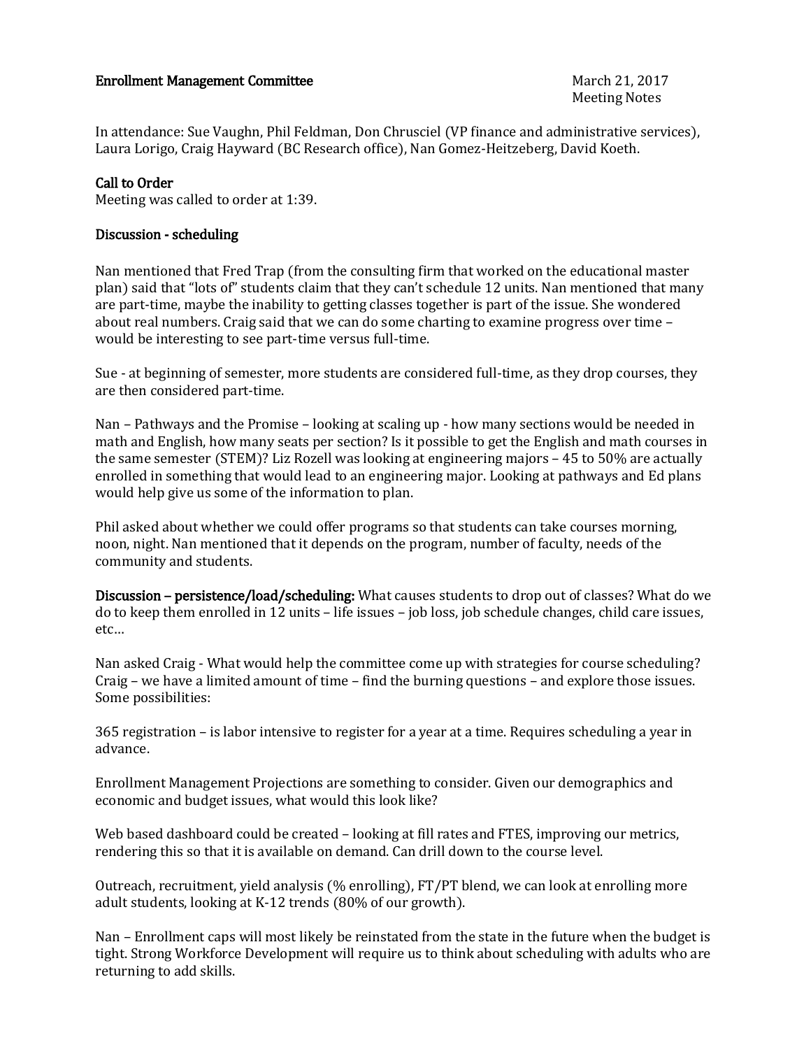**Enrollment Management Committee**

March 21, 2017
Meeting Notes

In attendance: Sue Vaughn, Phil Feldman, Don Chrusciel (VP finance and administrative services), Laura Lorigo, Craig Hayward (BC Research office), Nan Gomez-Heitzeberg, David Koeth.

**Call to Order**

Meeting was called to order at 1:39.

**Discussion - scheduling**

Nan mentioned that Fred Trap (from the consulting firm that worked on the educational master plan) said that "lots of" students claim that they can't schedule 12 units. Nan mentioned that many are part-time, maybe the inability to getting classes together is part of the issue. She wondered about real numbers. Craig said that we can do some charting to examine progress over time – would be interesting to see part-time versus full-time.

Sue - at beginning of semester, more students are considered full-time, as they drop courses, they are then considered part-time.

Nan – Pathways and the Promise – looking at scaling up - how many sections would be needed in math and English, how many seats per section? Is it possible to get the English and math courses in the same semester (STEM)? Liz Rozell was looking at engineering majors – 45 to 50% are actually enrolled in something that would lead to an engineering major. Looking at pathways and Ed plans would help give us some of the information to plan.

Phil asked about whether we could offer programs so that students can take courses morning, noon, night. Nan mentioned that it depends on the program, number of faculty, needs of the community and students.

**Discussion – persistence/load/scheduling:** What causes students to drop out of classes? What do we do to keep them enrolled in 12 units – life issues – job loss, job schedule changes, child care issues, etc…

Nan asked Craig - What would help the committee come up with strategies for course scheduling? Craig – we have a limited amount of time – find the burning questions – and explore those issues. Some possibilities:

365 registration – is labor intensive to register for a year at a time. Requires scheduling a year in advance.

Enrollment Management Projections are something to consider. Given our demographics and economic and budget issues, what would this look like?

Web based dashboard could be created – looking at fill rates and FTES, improving our metrics, rendering this so that it is available on demand. Can drill down to the course level.

Outreach, recruitment, yield analysis (% enrolling), FT/PT blend, we can look at enrolling more adult students, looking at K-12 trends (80% of our growth).

Nan – Enrollment caps will most likely be reinstated from the state in the future when the budget is tight. Strong Workforce Development will require us to think about scheduling with adults who are returning to add skills.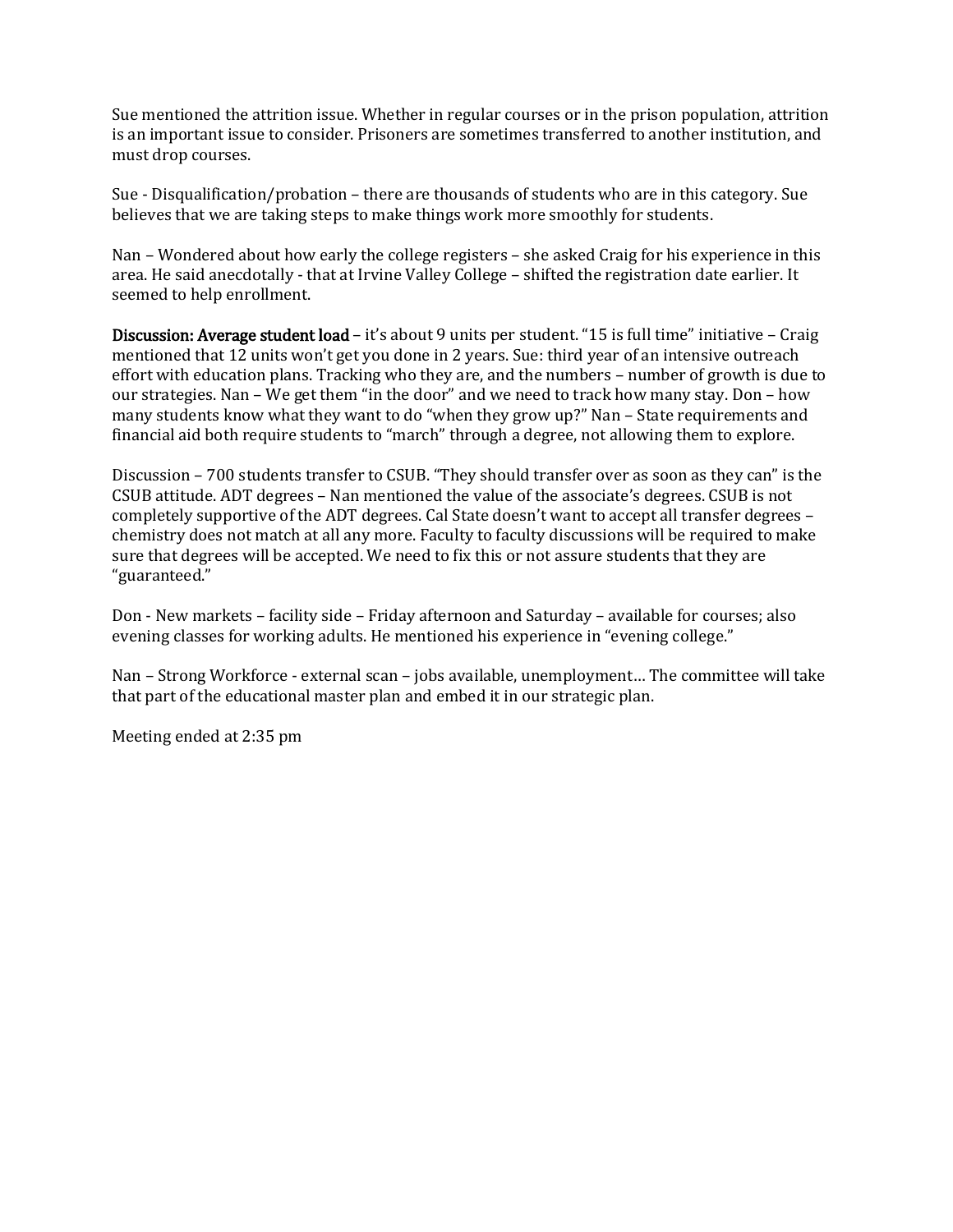Sue mentioned the attrition issue. Whether in regular courses or in the prison population, attrition is an important issue to consider. Prisoners are sometimes transferred to another institution, and must drop courses.

Sue - Disqualification/probation – there are thousands of students who are in this category. Sue believes that we are taking steps to make things work more smoothly for students.

Nan – Wondered about how early the college registers – she asked Craig for his experience in this area. He said anecdotally - that at Irvine Valley College – shifted the registration date earlier. It seemed to help enrollment.

**Discussion: Average student load** – it's about 9 units per student. "15 is full time" initiative – Craig mentioned that 12 units won't get you done in 2 years. Sue: third year of an intensive outreach effort with education plans. Tracking who they are, and the numbers – number of growth is due to our strategies. Nan – We get them "in the door" and we need to track how many stay. Don – how many students know what they want to do "when they grow up?" Nan – State requirements and financial aid both require students to "march" through a degree, not allowing them to explore.

Discussion – 700 students transfer to CSUB. "They should transfer over as soon as they can" is the CSUB attitude. ADT degrees – Nan mentioned the value of the associate's degrees. CSUB is not completely supportive of the ADT degrees. Cal State doesn't want to accept all transfer degrees – chemistry does not match at all any more. Faculty to faculty discussions will be required to make sure that degrees will be accepted. We need to fix this or not assure students that they are "guaranteed."

Don - New markets – facility side – Friday afternoon and Saturday – available for courses; also evening classes for working adults. He mentioned his experience in "evening college."

Nan – Strong Workforce - external scan – jobs available, unemployment… The committee will take that part of the educational master plan and embed it in our strategic plan.

Meeting ended at 2:35 pm